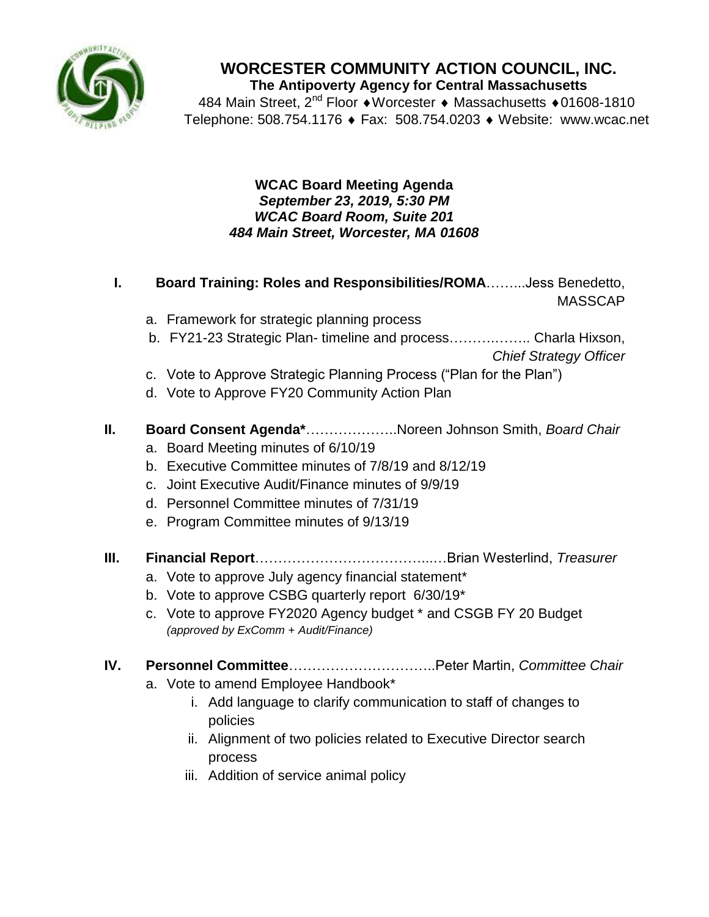# WORCESTER COMMUNITY ACTION COUNCIL, INC.

**The Antipoverty Agency for Central Massachusetts**

484 Main Street, 2nd Floor ♦ Worcester ♦ Massachusetts ♦ 01608-1810
Telephone: 508.754.1176 ♦ Fax: 508.754.0203 ♦ Website: www.wcac.net

**WCAC Board Meeting Agenda**
***September 23, 2019, 5:30 PM***
***WCAC Board Room, Suite 201***
***484 Main Street, Worcester, MA 01608***

**I. Board Training: Roles and Responsibilities/ROMA**……...Jess Benedetto, MASSCAP

a. Framework for strategic planning process
b. FY21-23 Strategic Plan- timeline and process……….…….. Charla Hixson, *Chief Strategy Officer*
c. Vote to Approve Strategic Planning Process ("Plan for the Plan")
d. Vote to Approve FY20 Community Action Plan

**II. Board Consent Agenda***………….……..Noreen Johnson Smith, *Board Chair*

a. Board Meeting minutes of 6/10/19
b. Executive Committee minutes of 7/8/19 and 8/12/19
c. Joint Executive Audit/Finance minutes of 9/9/19
d. Personnel Committee minutes of 7/31/19
e. Program Committee minutes of 9/13/19

**III. Financial Report**…………………………………...…Brian Westerlind, *Treasurer*

a. Vote to approve July agency financial statement*
b. Vote to approve CSBG quarterly report 6/30/19*
c. Vote to approve FY2020 Agency budget * and CSGB FY 20 Budget *(approved by ExComm + Audit/Finance)*

**IV. Personnel Committee**…………………………..Peter Martin, *Committee Chair*

a. Vote to amend Employee Handbook*
   i. Add language to clarify communication to staff of changes to policies
   ii. Alignment of two policies related to Executive Director search process
   iii. Addition of service animal policy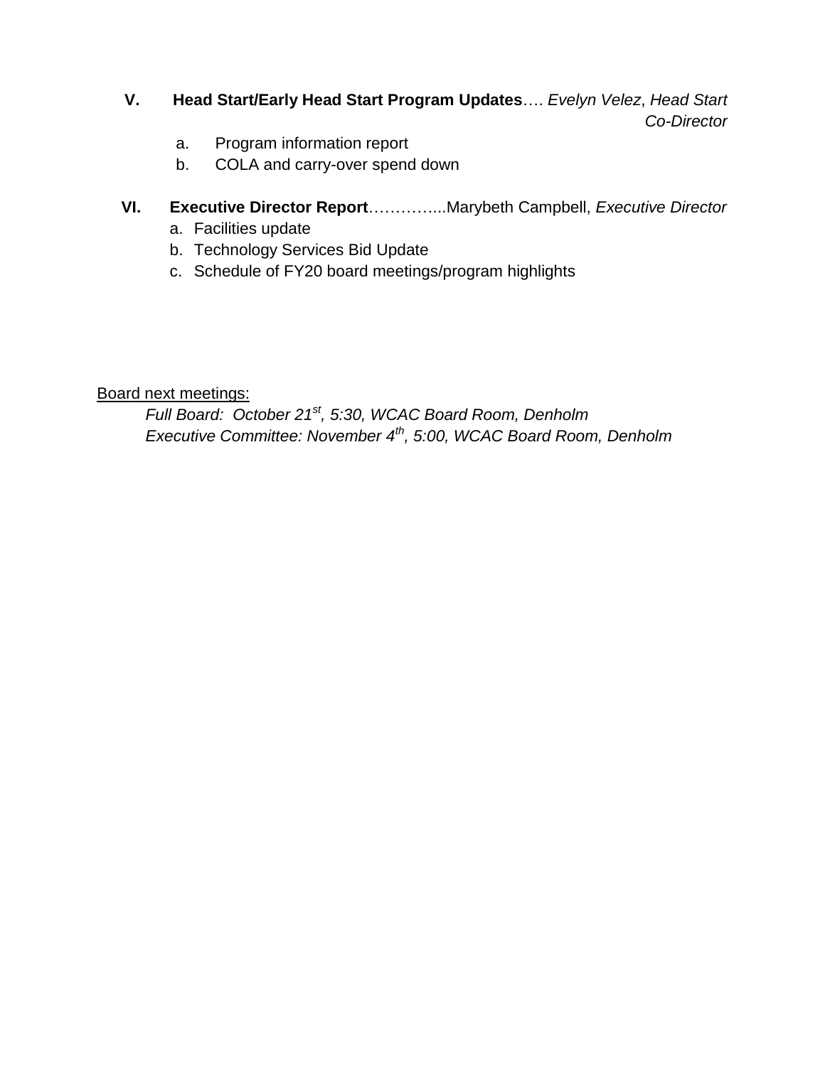**V. Head Start/Early Head Start Program Updates**…. *Evelyn Velez*, *Head Start Co-Director*

a. Program information report
b. COLA and carry-over spend down

**VI. Executive Director Report**…………...Marybeth Campbell, *Executive Director*

a. Facilities update
b. Technology Services Bid Update
c. Schedule of FY20 board meetings/program highlights

Board next meetings:

*Full Board: October 21st, 5:30, WCAC Board Room, Denholm*
*Executive Committee: November 4th, 5:00, WCAC Board Room, Denholm*